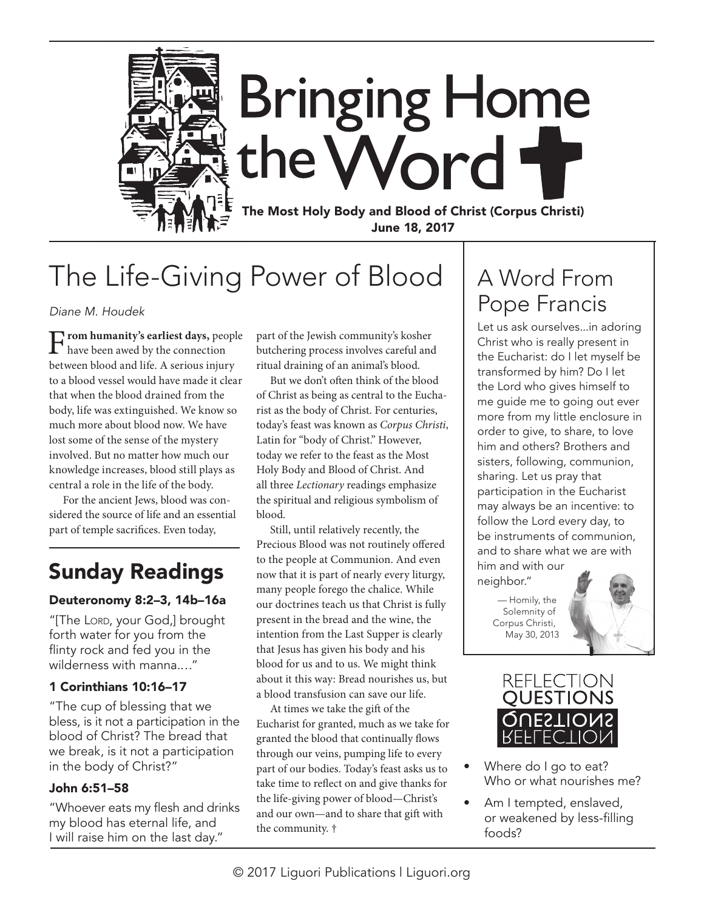# Bringing Home the Word

**The Most Holy Body and Blood of Christ (Corpus Christi)**
**June 18, 2017**

## The Life-Giving Power of Blood

*Diane M. Houdek*

**From humanity's earliest days,** people have been awed by the connection between blood and life. A serious injury to a blood vessel would have made it clear that when the blood drained from the body, life was extinguished. We know so much more about blood now. We have lost some of the sense of the mystery involved. But no matter how much our knowledge increases, blood still plays as central a role in the life of the body.

For the ancient Jews, blood was considered the source of life and an essential part of temple sacrifices. Even today, part of the Jewish community's kosher butchering process involves careful and ritual draining of an animal's blood.

But we don't often think of the blood of Christ as being as central to the Eucharist as the body of Christ. For centuries, today's feast was known as *Corpus Christi*, Latin for "body of Christ." However, today we refer to the feast as the Most Holy Body and Blood of Christ. And all three *Lectionary* readings emphasize the spiritual and religious symbolism of blood.

Still, until relatively recently, the Precious Blood was not routinely offered to the people at Communion. And even now that it is part of nearly every liturgy, many people forego the chalice. While our doctrines teach us that Christ is fully present in the bread and the wine, the intention from the Last Supper is clearly that Jesus has given his body and his blood for us and to us. We might think about it this way: Bread nourishes us, but a blood transfusion can save our life.

At times we take the gift of the Eucharist for granted, much as we take for granted the blood that continually flows through our veins, pumping life to every part of our bodies. Today's feast asks us to take time to reflect on and give thanks for the life-giving power of blood—Christ's and our own—and to share that gift with the community. †

## Sunday Readings

### Deuteronomy 8:2–3, 14b–16a

"[The Lord, your God,] brought forth water for you from the flinty rock and fed you in the wilderness with manna...."

### 1 Corinthians 10:16–17

"The cup of blessing that we bless, is it not a participation in the blood of Christ? The bread that we break, is it not a participation in the body of Christ?"

### John 6:51–58

"Whoever eats my flesh and drinks my blood has eternal life, and I will raise him on the last day."

## A Word From Pope Francis

Let us ask ourselves...in adoring Christ who is really present in the Eucharist: do I let myself be transformed by him? Do I let the Lord who gives himself to me guide me to going out ever more from my little enclosure in order to give, to share, to love him and others? Brothers and sisters, following, communion, sharing. Let us pray that participation in the Eucharist may always be an incentive: to follow the Lord every day, to be instruments of communion, and to share what we are with him and with our neighbor."

— Homily, the Solemnity of Corpus Christi, May 30, 2013

## Reflection Questions

- Where do I go to eat? Who or what nourishes me?
- Am I tempted, enslaved, or weakened by less-filling foods?

© 2017 Liguori Publications | Liguori.org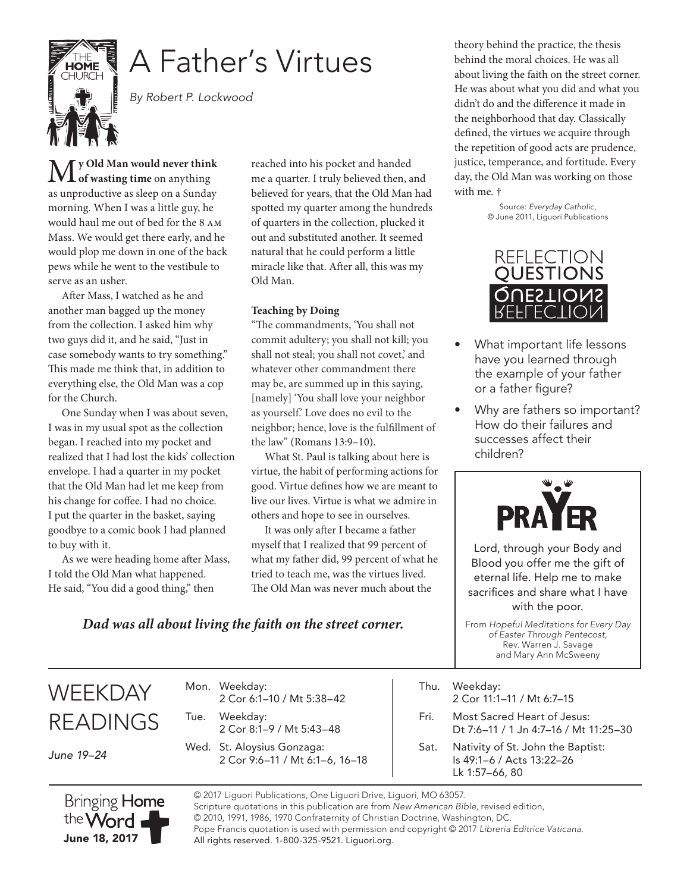# A Father's Virtues

*By Robert P. Lockwood*

**My Old Man would never think of wasting time** on anything as unproductive as sleep on a Sunday morning. When I was a little guy, he would haul me out of bed for the 8 AM Mass. We would get there early, and he would plop me down in one of the back pews while he went to the vestibule to serve as an usher.

After Mass, I watched as he and another man bagged up the money from the collection. I asked him why two guys did it, and he said, "Just in case somebody wants to try something." This made me think that, in addition to everything else, the Old Man was a cop for the Church.

One Sunday when I was about seven, I was in my usual spot as the collection began. I reached into my pocket and realized that I had lost the kids' collection envelope. I had a quarter in my pocket that the Old Man had let me keep from his change for coffee. I had no choice. I put the quarter in the basket, saying goodbye to a comic book I had planned to buy with it.

As we were heading home after Mass, I told the Old Man what happened. He said, "You did a good thing," then reached into his pocket and handed me a quarter. I truly believed then, and believed for years, that the Old Man had spotted my quarter among the hundreds of quarters in the collection, plucked it out and substituted another. It seemed natural that he could perform a little miracle like that. After all, this was my Old Man.

### Teaching by Doing

"The commandments, 'You shall not commit adultery; you shall not kill; you shall not steal; you shall not covet,' and whatever other commandment there may be, are summed up in this saying, [namely] 'You shall love your neighbor as yourself.' Love does no evil to the neighbor; hence, love is the fulfillment of the law" (Romans 13:9–10).

What St. Paul is talking about here is virtue, the habit of performing actions for good. Virtue defines how we are meant to live our lives. Virtue is what we admire in others and hope to see in ourselves.

It was only after I became a father myself that I realized that 99 percent of what my father did, 99 percent of what he tried to teach me, was the virtues lived. The Old Man was never much about the theory behind the practice, the thesis behind the moral choices. He was all about living the faith on the street corner. He was about what you did and what you didn't do and the difference it made in the neighborhood that day. Classically defined, the virtues we acquire through the repetition of good acts are prudence, justice, temperance, and fortitude. Every day, the Old Man was working on those with me. †

Source: *Everyday Catholic*, © June 2011, Liguori Publications

***Dad was all about living the faith on the street corner.***

## Reflection Questions

- What important life lessons have you learned through the example of your father or a father figure?
- Why are fathers so important? How do their failures and successes affect their children?

## Prayer

Lord, through your Body and Blood you offer me the gift of eternal life. Help me to make sacrifices and share what I have with the poor.

From *Hopeful Meditations for Every Day of Easter Through Pentecost,* Rev. Warren J. Savage and Mary Ann McSweeny

## Weekday Readings

*June 19–24*

- Mon. Weekday: 2 Cor 6:1–10 / Mt 5:38–42
- Tue. Weekday: 2 Cor 8:1–9 / Mt 5:43–48
- Wed. St. Aloysius Gonzaga: 2 Cor 9:6–11 / Mt 6:1–6, 16–18
- Thu. Weekday: 2 Cor 11:1–11 / Mt 6:7–15
- Fri. Most Sacred Heart of Jesus: Dt 7:6–11 / 1 Jn 4:7–16 / Mt 11:25–30
- Sat. Nativity of St. John the Baptist: Is 49:1–6 / Acts 13:22–26 Lk 1:57–66, 80

Bringing Home the Word
June 18, 2017

© 2017 Liguori Publications, One Liguori Drive, Liguori, MO 63057.
Scripture quotations in this publication are from *New American Bible,* revised edition, © 2010, 1991, 1986, 1970 Confraternity of Christian Doctrine, Washington, DC.
Pope Francis quotation is used with permission and copyright © 2017 *Libreria Editrice Vaticana.*
All rights reserved. 1-800-325-9521. Liguori.org.